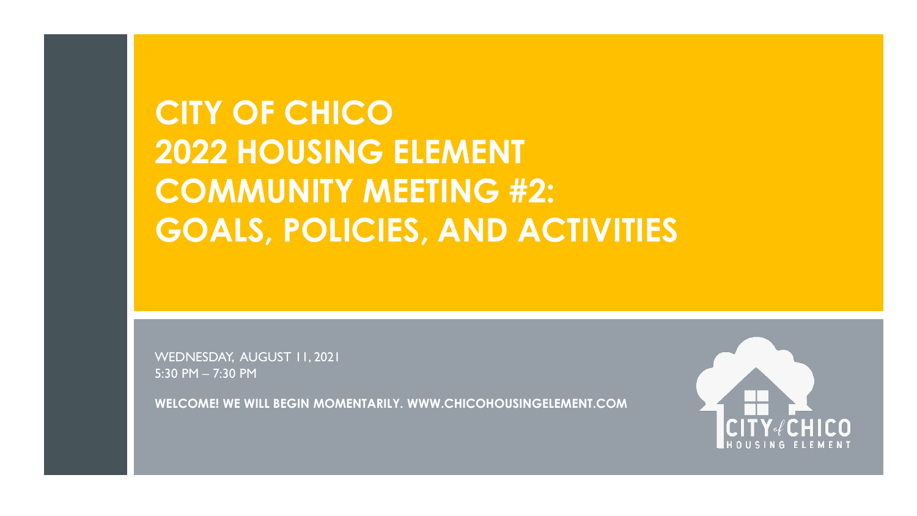# CITY OF CHICO 2022 HOUSING ELEMENT COMMUNITY MEETING #2: GOALS, POLICIES, AND ACTIVITIES

WEDNESDAY, AUGUST 11, 2021
5:30 PM – 7:30 PM

**WELCOME! WE WILL BEGIN MOMENTARILY. WWW.CHICOHOUSINGELEMENT.COM**

CITY of CHICO
HOUSING ELEMENT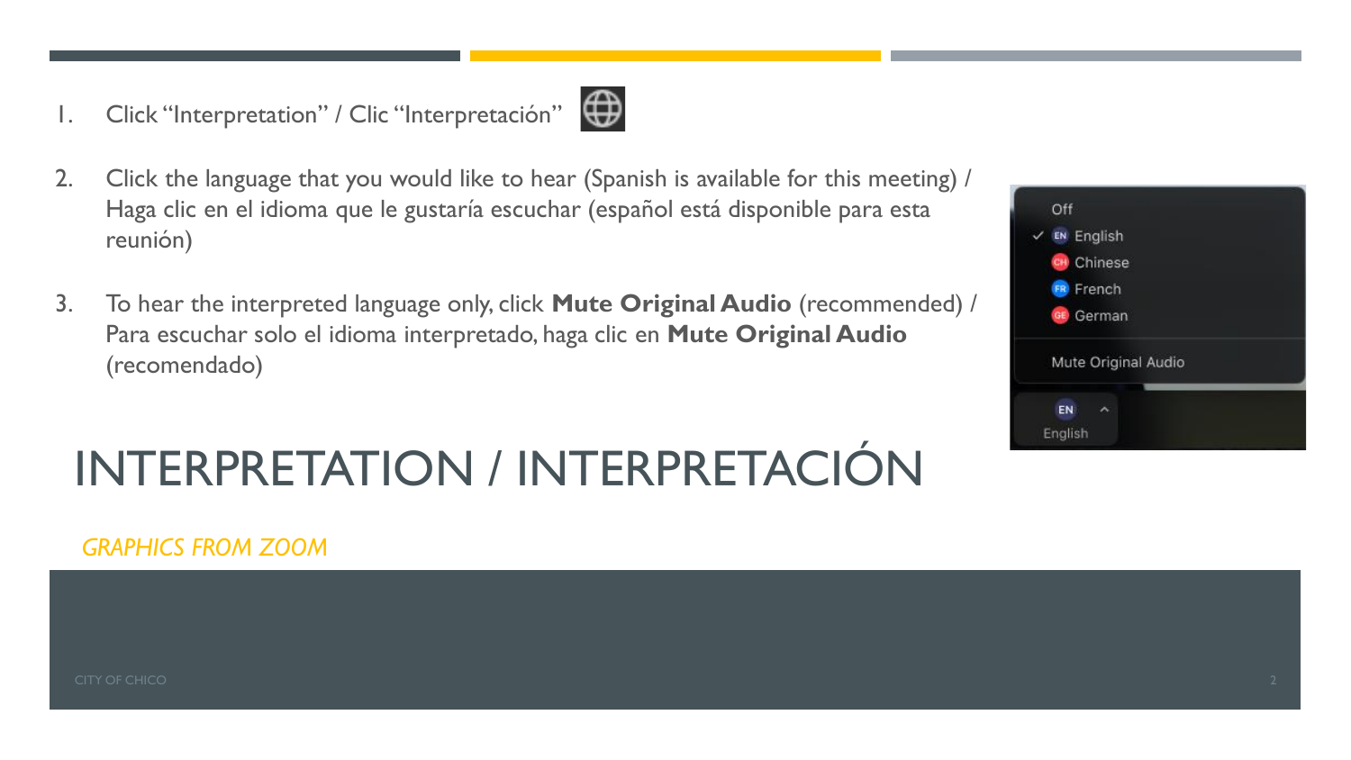# INTERPRETATION / INTERPRETACIÓN

*GRAPHICS FROM ZOOM*

1. Click "Interpretation" / Clic "Interpretación"
2. Click the language that you would like to hear (Spanish is available for this meeting) / Haga clic en el idioma que le gustaría escuchar (español está disponible para esta reunión)
3. To hear the interpreted language only, click **Mute Original Audio** (recommended) / Para escuchar solo el idioma interpretado, haga clic en **Mute Original Audio** (recomendado)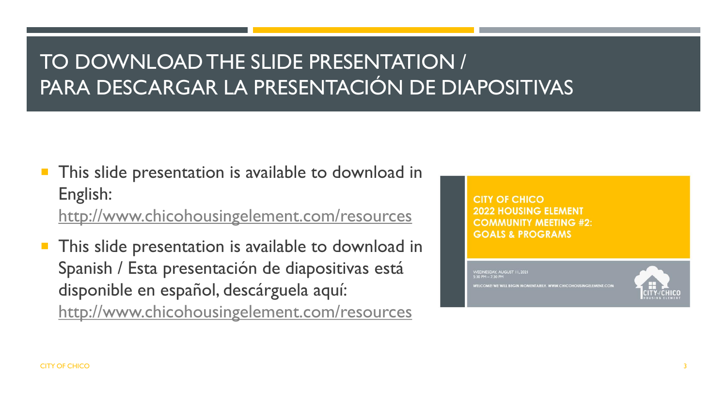# TO DOWNLOAD THE SLIDE PRESENTATION / PARA DESCARGAR LA PRESENTACIÓN DE DIAPOSITIVAS

- This slide presentation is available to download in English: http://www.chicohousingelement.com/resources
- This slide presentation is available to download in Spanish / Esta presentación de diapositivas está disponible en español, descárguela aquí: http://www.chicohousingelement.com/resources

**CITY OF CHICO**
**2022 HOUSING ELEMENT**
**COMMUNITY MEETING #2:**
**GOALS & PROGRAMS**

WEDNESDAY, AUGUST 11, 2021
5:30 PM – 7:30 PM

WELCOME! WE WILL BEGIN MOMENTARILY. WWW.CHICOHOUSINGELEMENT.COM

CITY of CHICO HOUSING ELEMENT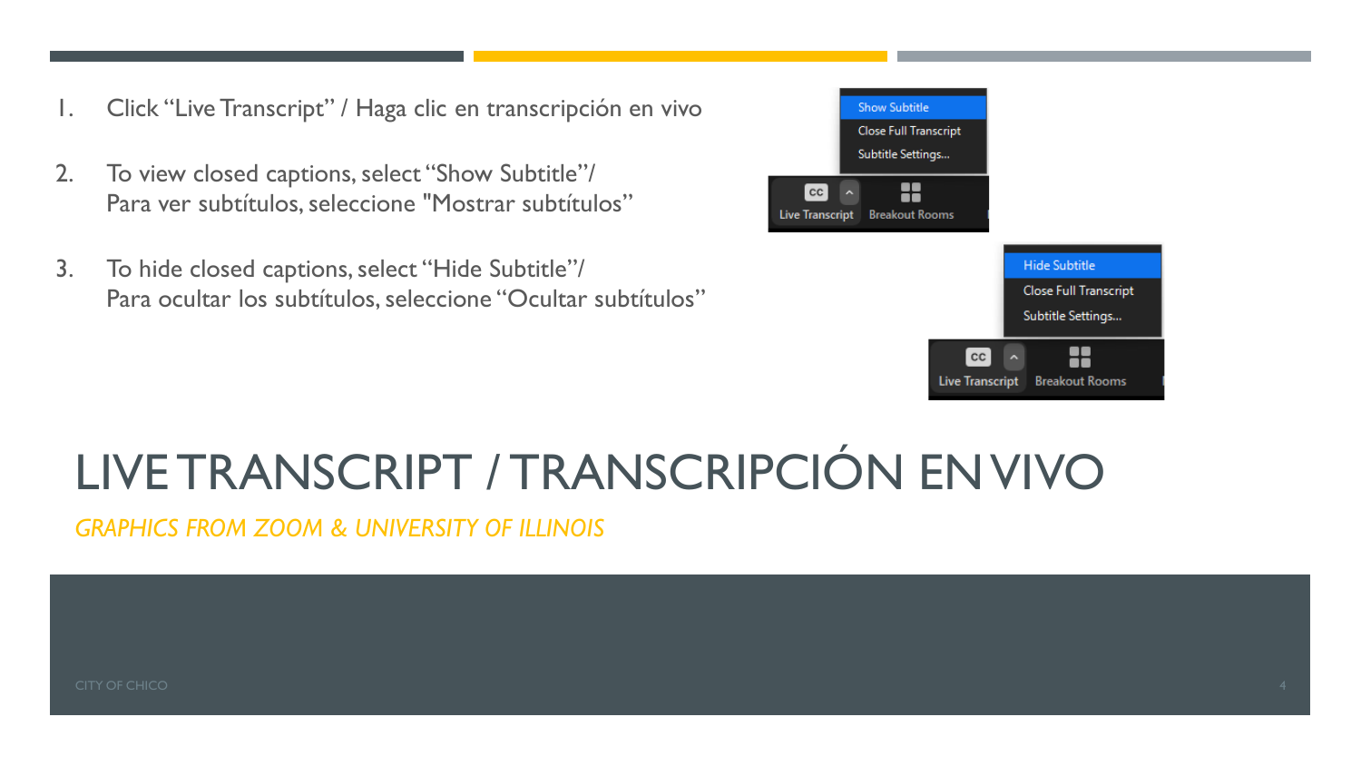1. Click "Live Transcript" / Haga clic en transcripción en vivo

2. To view closed captions, select "Show Subtitle"/
   Para ver subtítulos, seleccione "Mostrar subtítulos"

3. To hide closed captions, select "Hide Subtitle"/
   Para ocultar los subtítulos, seleccione "Ocultar subtítulos"

# LIVE TRANSCRIPT / TRANSCRIPCIÓN EN VIVO

*GRAPHICS FROM ZOOM & UNIVERSITY OF ILLINOIS*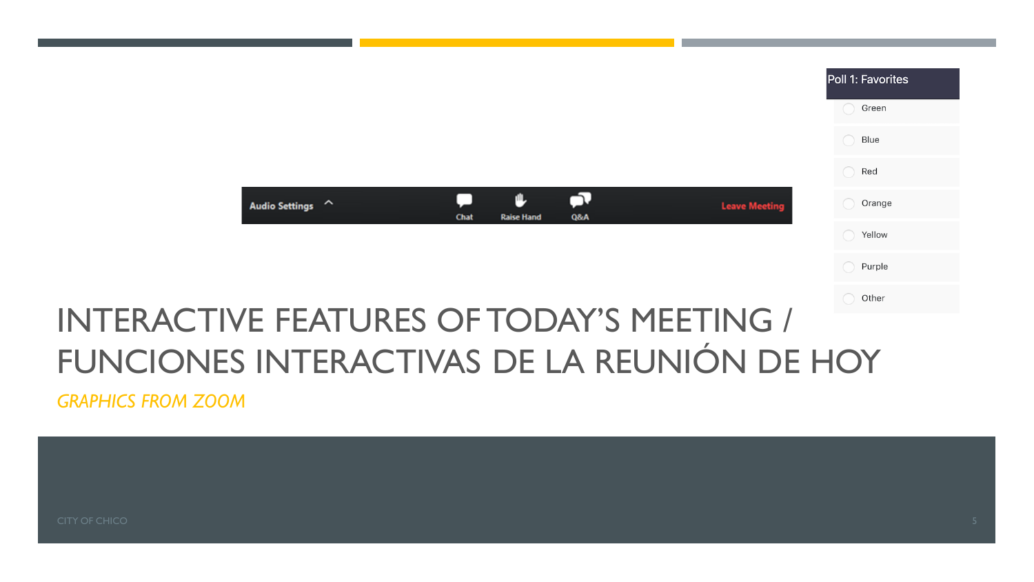Audio Settings ^ Chat Raise Hand Q&A Leave Meeting

**Poll 1: Favorites**

- Green
- Blue
- Red
- Orange
- Yellow
- Purple
- Other

# INTERACTIVE FEATURES OF TODAY'S MEETING / FUNCIONES INTERACTIVAS DE LA REUNIÓN DE HOY

*GRAPHICS FROM ZOOM*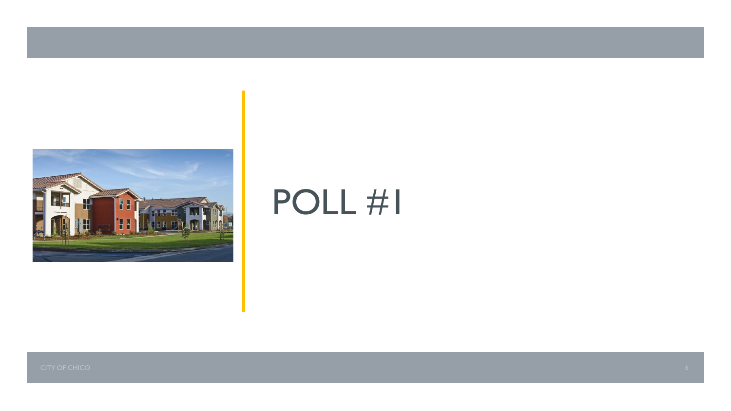# POLL #1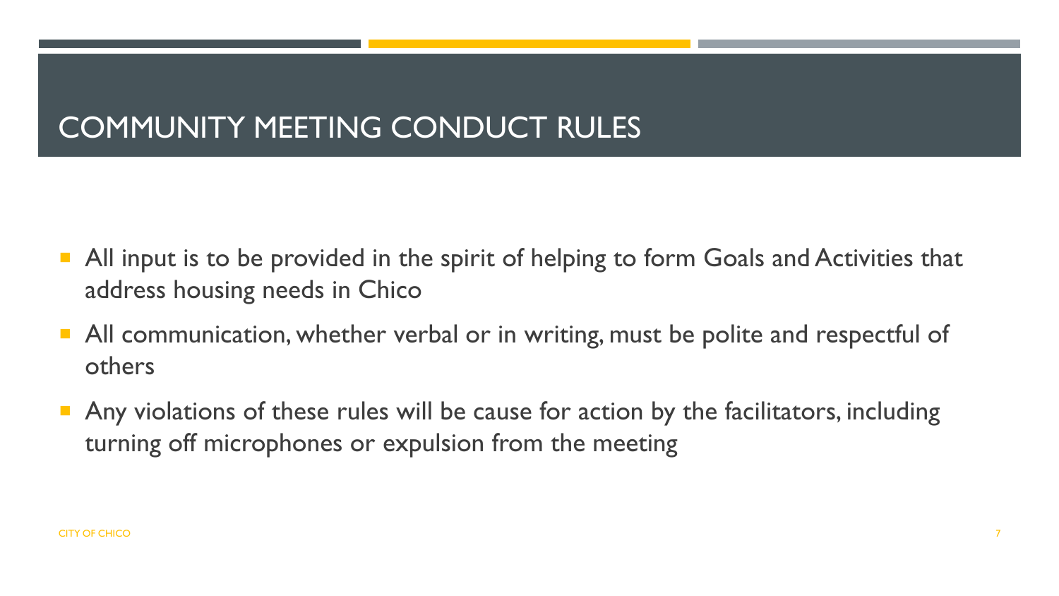# COMMUNITY MEETING CONDUCT RULES

- All input is to be provided in the spirit of helping to form Goals and Activities that address housing needs in Chico
- All communication, whether verbal or in writing, must be polite and respectful of others
- Any violations of these rules will be cause for action by the facilitators, including turning off microphones or expulsion from the meeting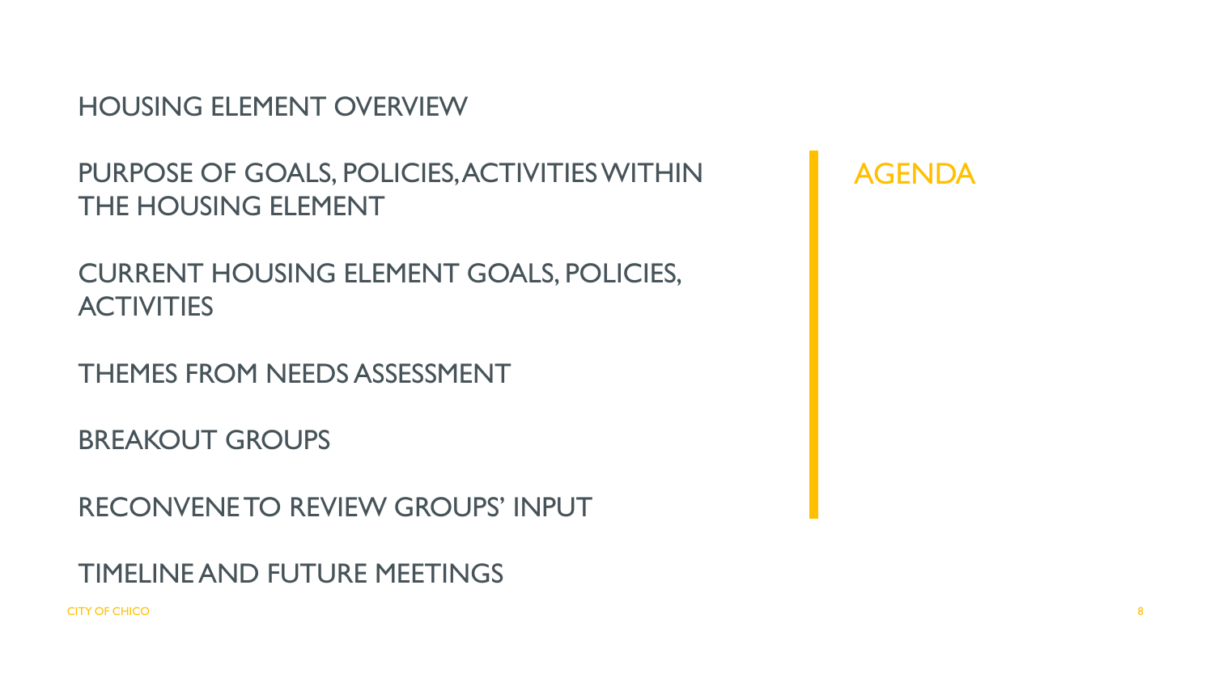# AGENDA

HOUSING ELEMENT OVERVIEW

PURPOSE OF GOALS, POLICIES, ACTIVITIES WITHIN THE HOUSING ELEMENT

CURRENT HOUSING ELEMENT GOALS, POLICIES, ACTIVITIES

THEMES FROM NEEDS ASSESSMENT

BREAKOUT GROUPS

RECONVENE TO REVIEW GROUPS' INPUT

TIMELINE AND FUTURE MEETINGS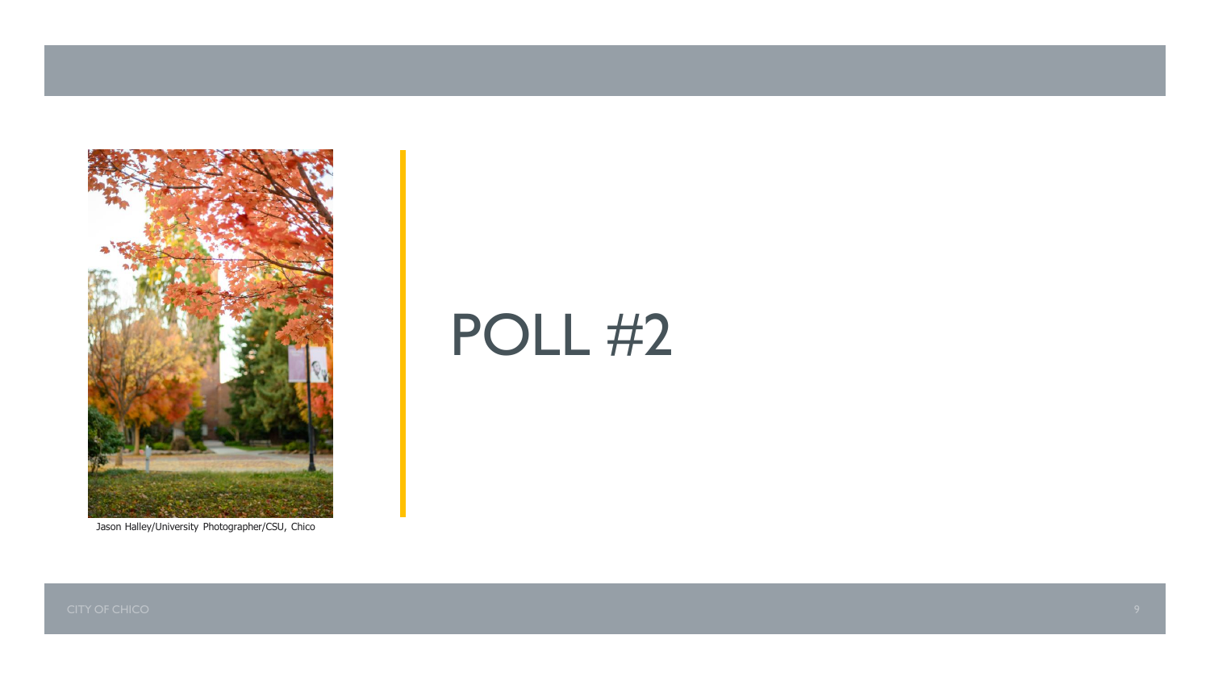Jason Halley/University Photographer/CSU, Chico

# POLL #2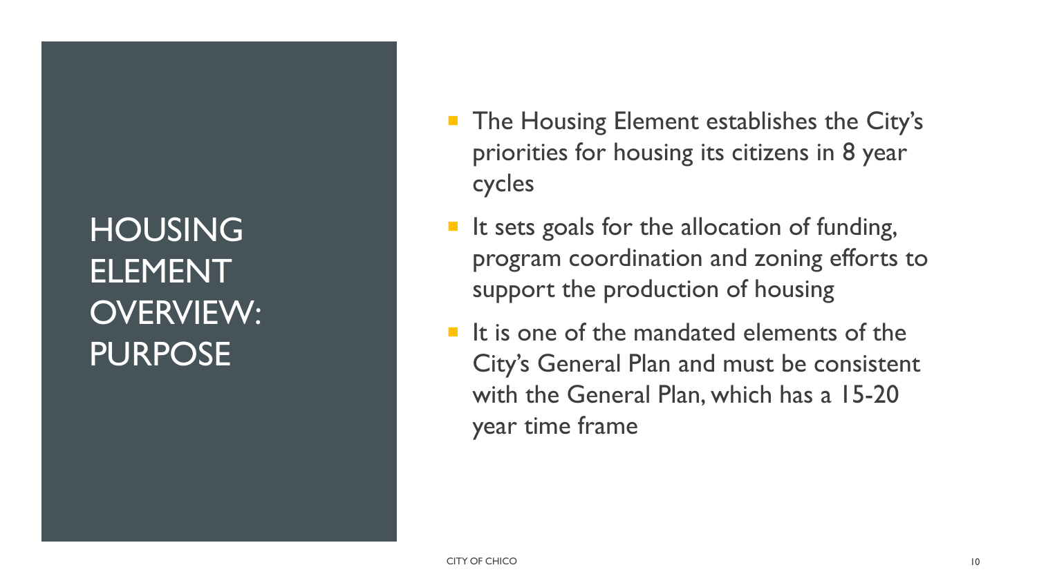# HOUSING ELEMENT OVERVIEW: PURPOSE

- The Housing Element establishes the City's priorities for housing its citizens in 8 year cycles
- It sets goals for the allocation of funding, program coordination and zoning efforts to support the production of housing
- It is one of the mandated elements of the City's General Plan and must be consistent with the General Plan, which has a 15-20 year time frame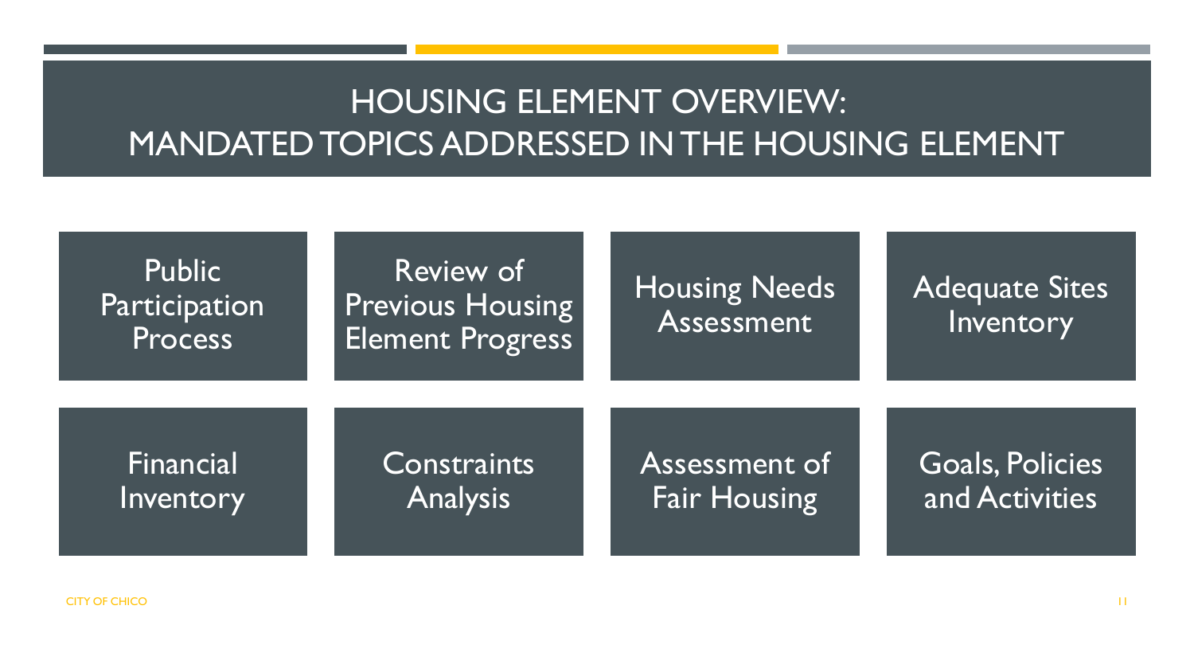# HOUSING ELEMENT OVERVIEW: MANDATED TOPICS ADDRESSED IN THE HOUSING ELEMENT

- Public Participation Process
- Review of Previous Housing Element Progress
- Housing Needs Assessment
- Adequate Sites Inventory
- Financial Inventory
- Constraints Analysis
- Assessment of Fair Housing
- Goals, Policies and Activities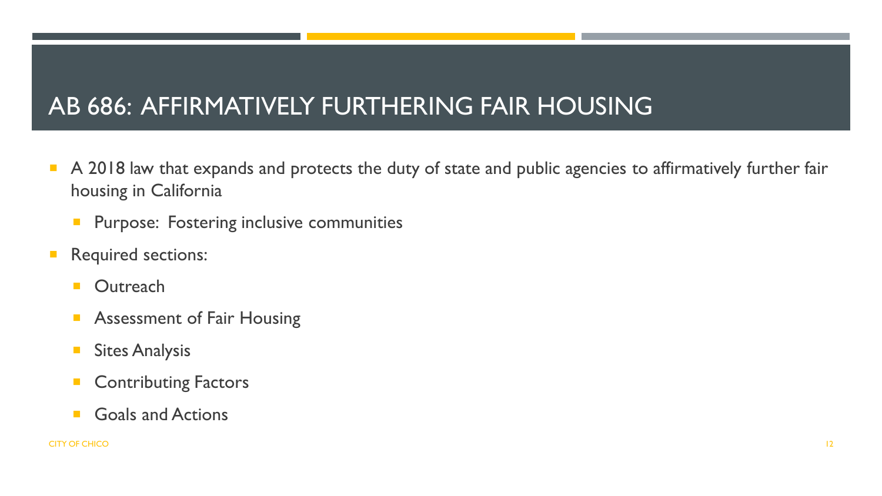# AB 686: AFFIRMATIVELY FURTHERING FAIR HOUSING

- A 2018 law that expands and protects the duty of state and public agencies to affirmatively further fair housing in California
  - Purpose: Fostering inclusive communities
- Required sections:
  - Outreach
  - Assessment of Fair Housing
  - Sites Analysis
  - Contributing Factors
  - Goals and Actions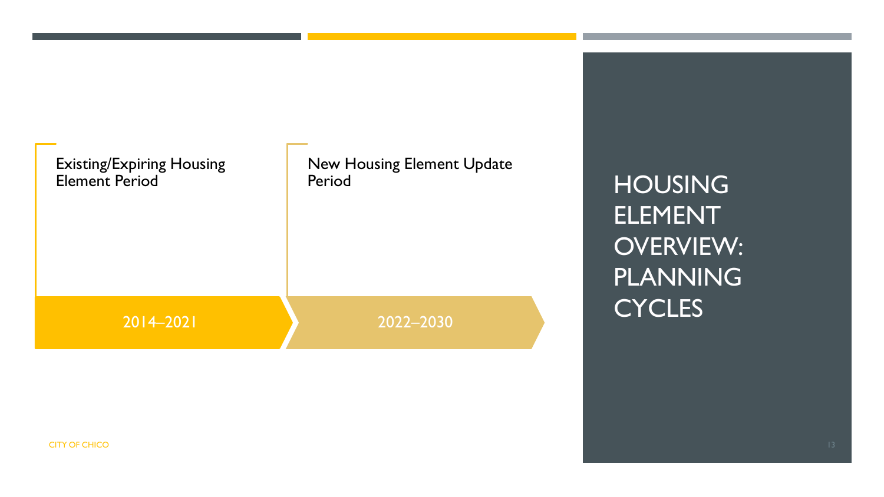# HOUSING ELEMENT OVERVIEW: PLANNING CYCLES

Existing/Expiring Housing Element Period

2014–2021

New Housing Element Update Period

2022–2030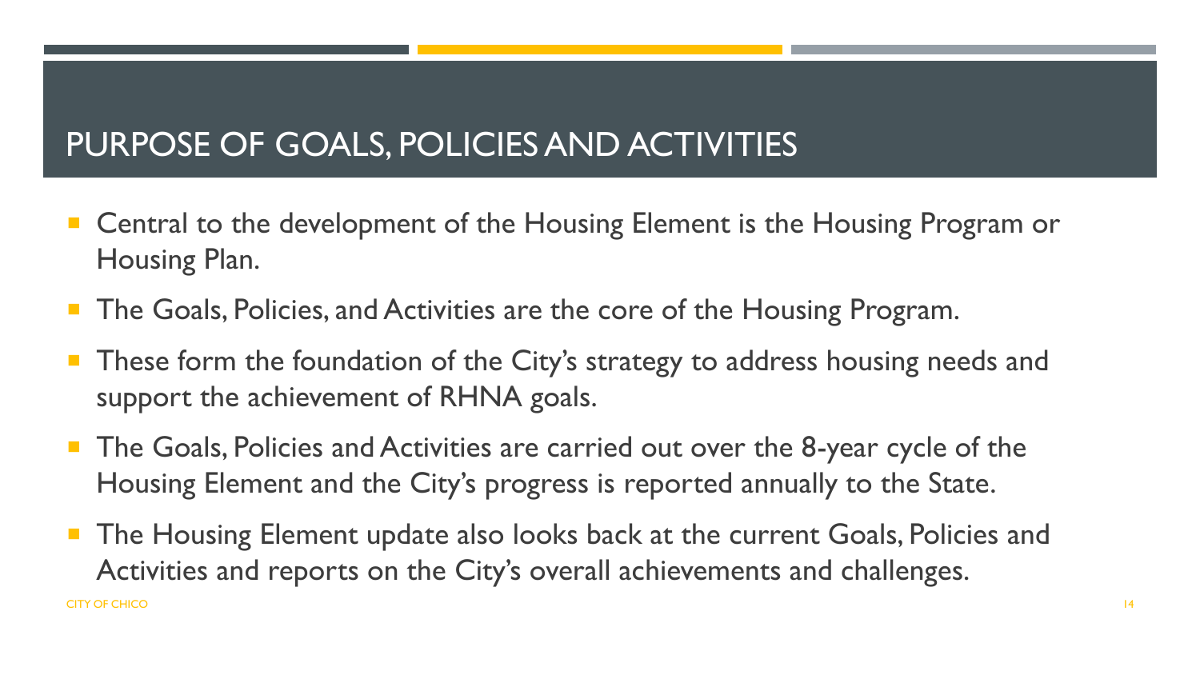# PURPOSE OF GOALS, POLICIES AND ACTIVITIES

- Central to the development of the Housing Element is the Housing Program or Housing Plan.
- The Goals, Policies, and Activities are the core of the Housing Program.
- These form the foundation of the City's strategy to address housing needs and support the achievement of RHNA goals.
- The Goals, Policies and Activities are carried out over the 8-year cycle of the Housing Element and the City's progress is reported annually to the State.
- The Housing Element update also looks back at the current Goals, Policies and Activities and reports on the City's overall achievements and challenges.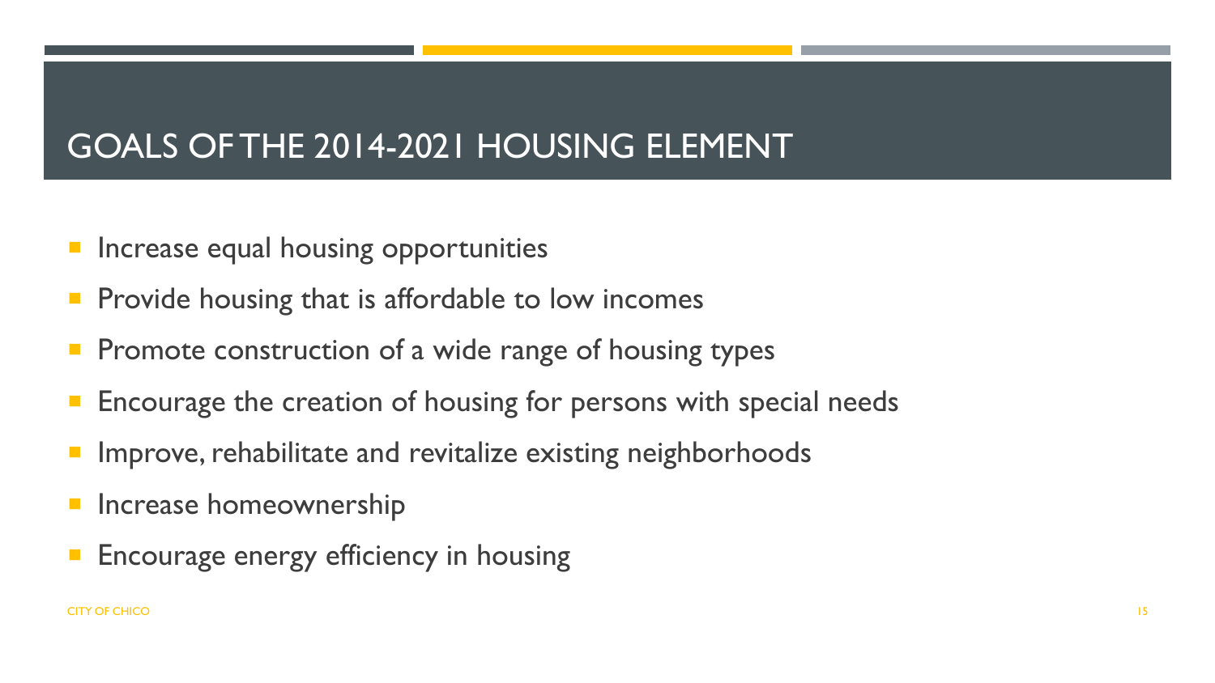# GOALS OF THE 2014-2021 HOUSING ELEMENT

- Increase equal housing opportunities
- Provide housing that is affordable to low incomes
- Promote construction of a wide range of housing types
- Encourage the creation of housing for persons with special needs
- Improve, rehabilitate and revitalize existing neighborhoods
- Increase homeownership
- Encourage energy efficiency in housing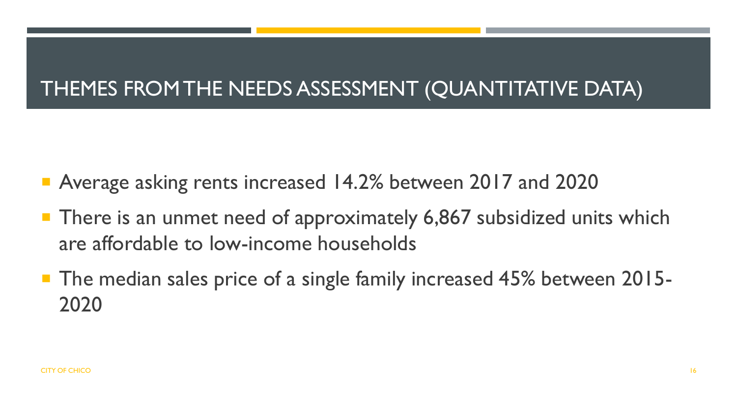# THEMES FROM THE NEEDS ASSESSMENT (QUANTITATIVE DATA)

- Average asking rents increased 14.2% between 2017 and 2020
- There is an unmet need of approximately 6,867 subsidized units which are affordable to low-income households
- The median sales price of a single family increased 45% between 2015-2020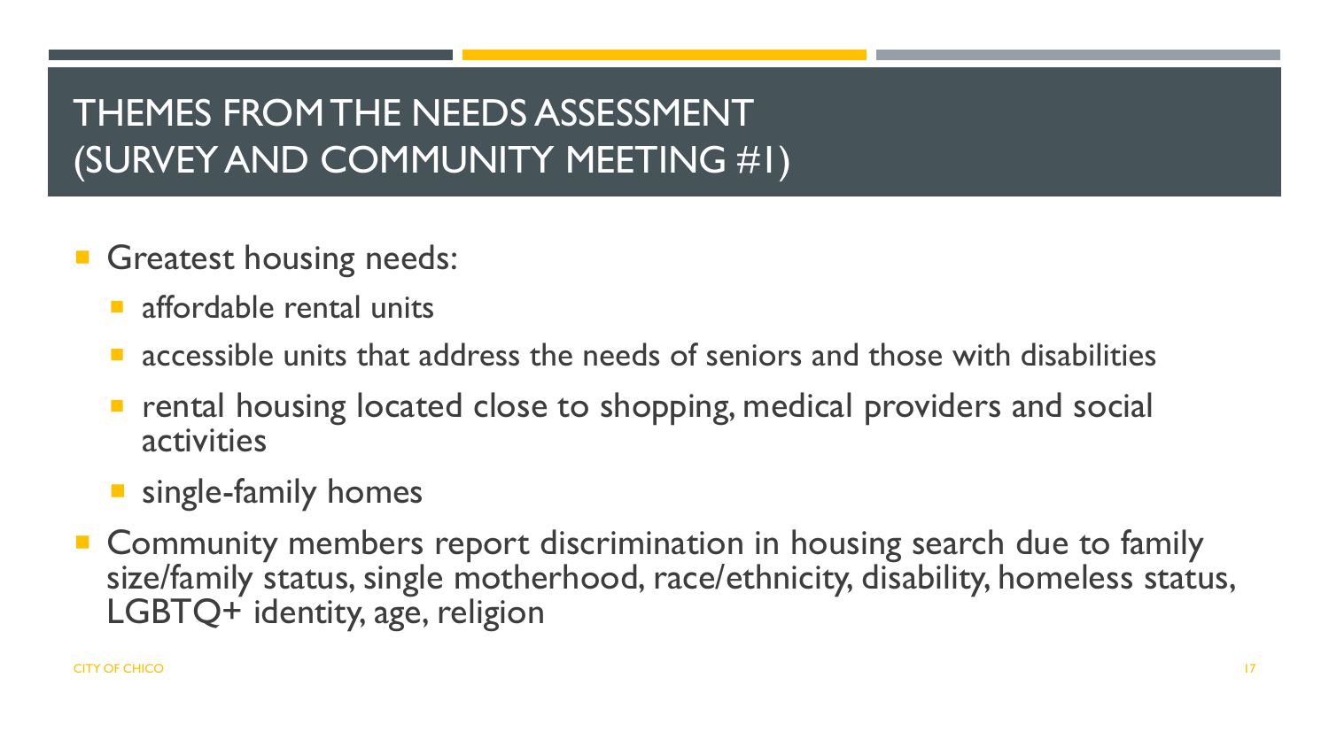# THEMES FROM THE NEEDS ASSESSMENT (SURVEY AND COMMUNITY MEETING #1)

- Greatest housing needs:
  - affordable rental units
  - accessible units that address the needs of seniors and those with disabilities
  - rental housing located close to shopping, medical providers and social activities
  - single-family homes
- Community members report discrimination in housing search due to family size/family status, single motherhood, race/ethnicity, disability, homeless status, LGBTQ+ identity, age, religion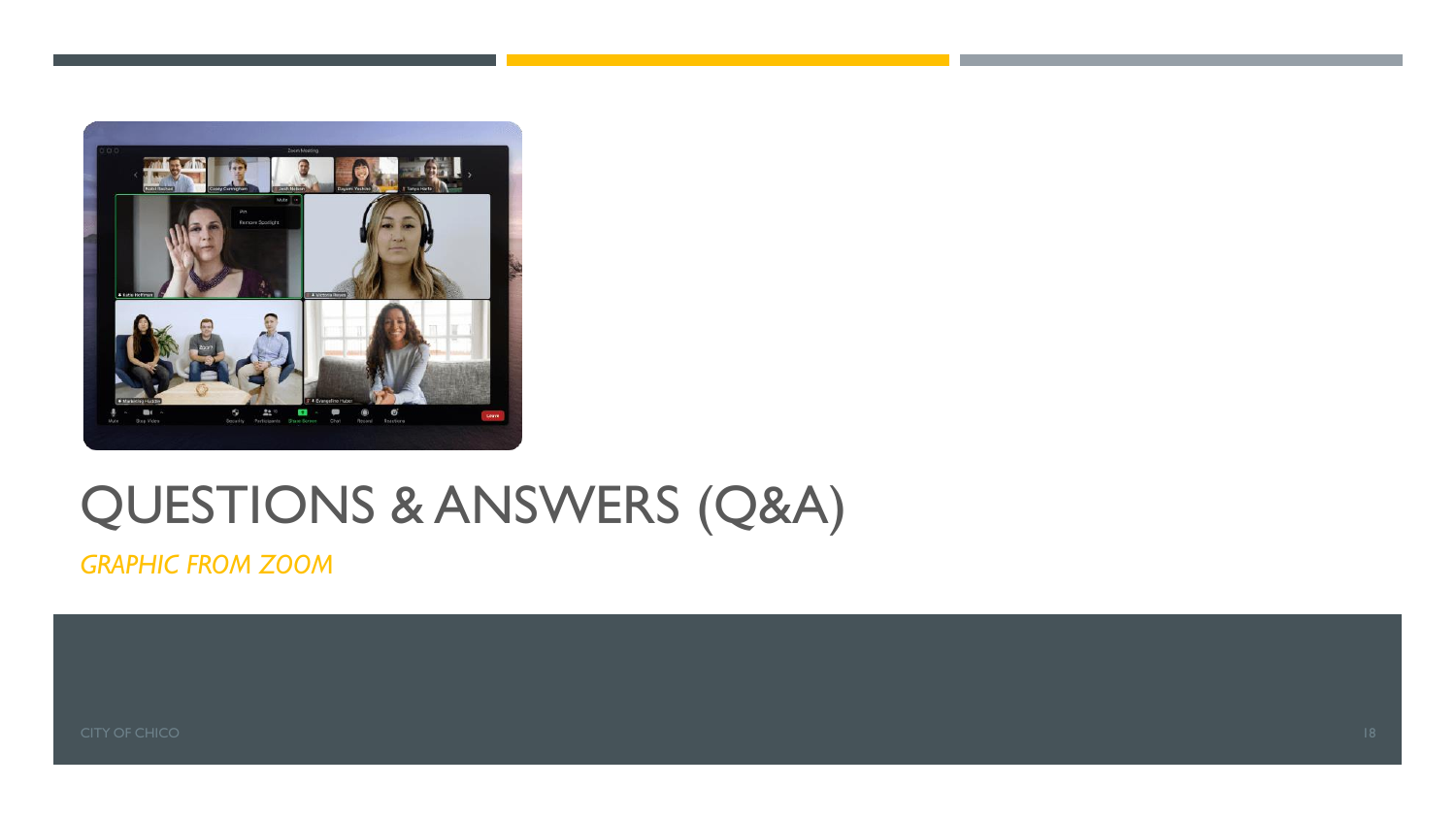# QUESTIONS & ANSWERS (Q&A)

*GRAPHIC FROM ZOOM*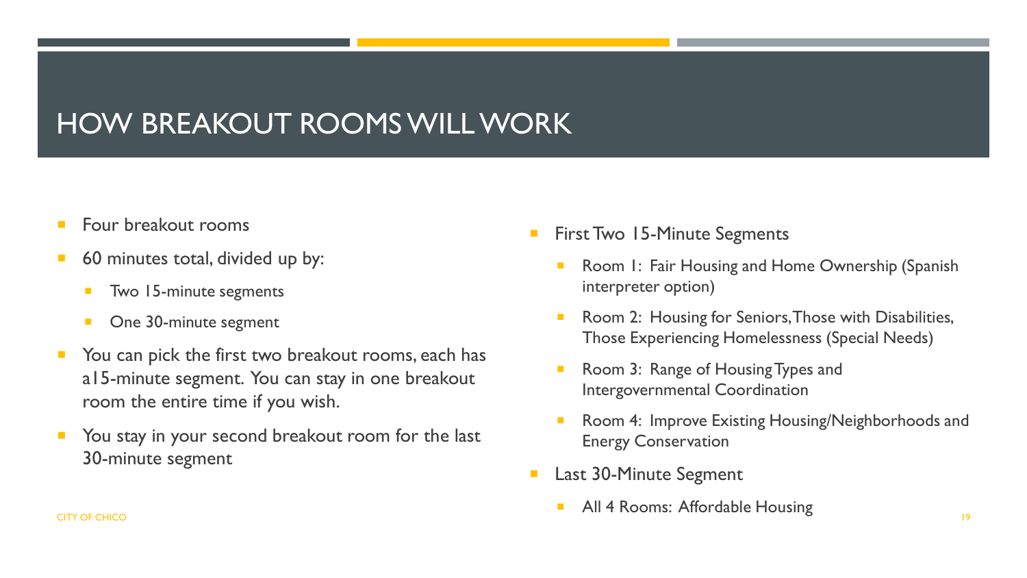# HOW BREAKOUT ROOMS WILL WORK

- Four breakout rooms
- 60 minutes total, divided up by:
  - Two 15-minute segments
  - One 30-minute segment
- You can pick the first two breakout rooms, each has a15-minute segment. You can stay in one breakout room the entire time if you wish.
- You stay in your second breakout room for the last 30-minute segment

- First Two 15-Minute Segments
  - Room 1: Fair Housing and Home Ownership (Spanish interpreter option)
  - Room 2: Housing for Seniors, Those with Disabilities, Those Experiencing Homelessness (Special Needs)
  - Room 3: Range of Housing Types and Intergovernmental Coordination
  - Room 4: Improve Existing Housing/Neighborhoods and Energy Conservation
- Last 30-Minute Segment
  - All 4 Rooms: Affordable Housing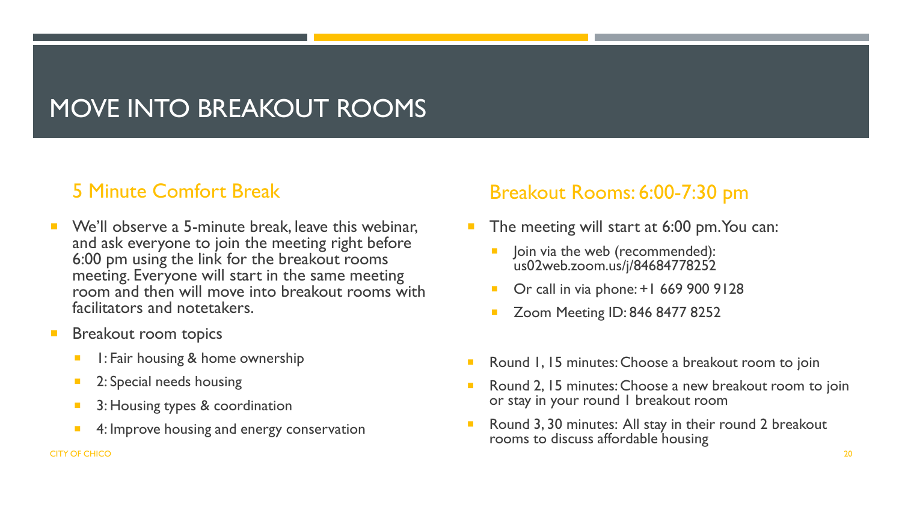# MOVE INTO BREAKOUT ROOMS

## 5 Minute Comfort Break

- We'll observe a 5-minute break, leave this webinar, and ask everyone to join the meeting right before 6:00 pm using the link for the breakout rooms meeting. Everyone will start in the same meeting room and then will move into breakout rooms with facilitators and notetakers.
- Breakout room topics
  - 1: Fair housing & home ownership
  - 2: Special needs housing
  - 3: Housing types & coordination
  - 4: Improve housing and energy conservation

## Breakout Rooms: 6:00-7:30 pm

- The meeting will start at 6:00 pm. You can:
  - Join via the web (recommended): us02web.zoom.us/j/84684778252
  - Or call in via phone: +1 669 900 9128
  - Zoom Meeting ID: 846 8477 8252
- Round 1, 15 minutes: Choose a breakout room to join
- Round 2, 15 minutes: Choose a new breakout room to join or stay in your round 1 breakout room
- Round 3, 30 minutes: All stay in their round 2 breakout rooms to discuss affordable housing